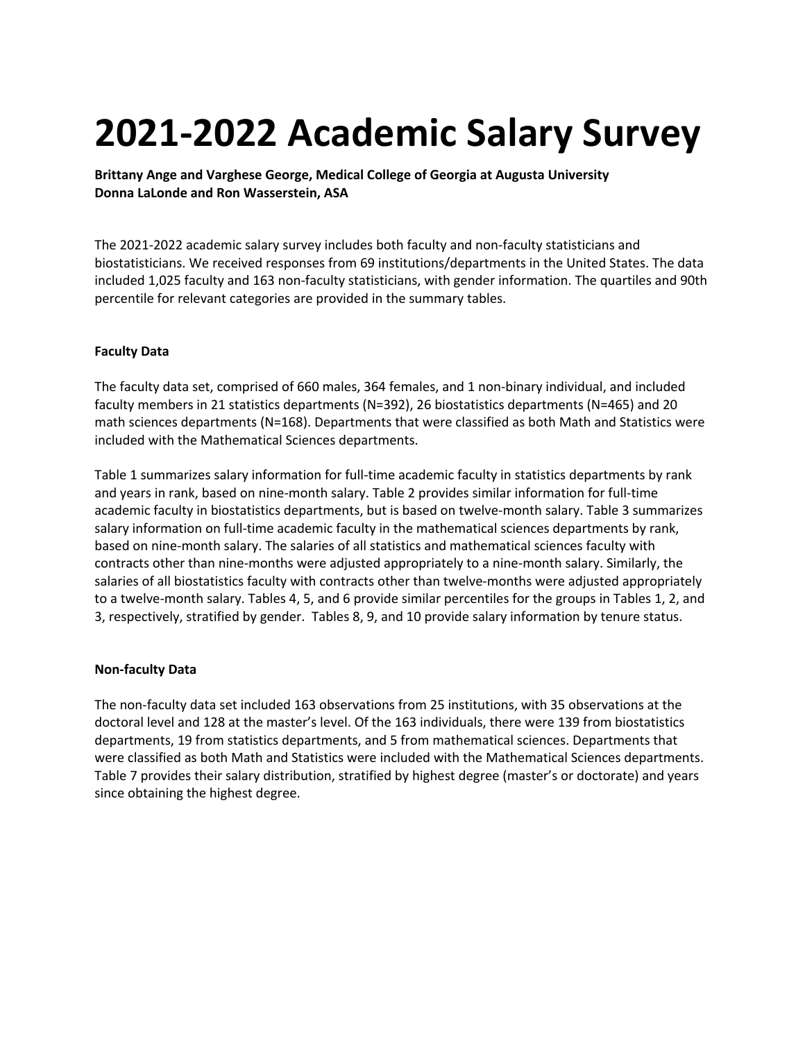# 2021-2022 Academic Salary Survey

**Brittany Ange and Varghese George, Medical College of Georgia at Augusta University**
**Donna LaLonde and Ron Wasserstein, ASA**

The 2021-2022 academic salary survey includes both faculty and non-faculty statisticians and biostatisticians. We received responses from 69 institutions/departments in the United States. The data included 1,025 faculty and 163 non-faculty statisticians, with gender information. The quartiles and 90th percentile for relevant categories are provided in the summary tables.

**Faculty Data**

The faculty data set, comprised of 660 males, 364 females, and 1 non-binary individual, and included faculty members in 21 statistics departments (N=392), 26 biostatistics departments (N=465) and 20 math sciences departments (N=168). Departments that were classified as both Math and Statistics were included with the Mathematical Sciences departments.

Table 1 summarizes salary information for full-time academic faculty in statistics departments by rank and years in rank, based on nine-month salary. Table 2 provides similar information for full-time academic faculty in biostatistics departments, but is based on twelve-month salary. Table 3 summarizes salary information on full-time academic faculty in the mathematical sciences departments by rank, based on nine-month salary. The salaries of all statistics and mathematical sciences faculty with contracts other than nine-months were adjusted appropriately to a nine-month salary. Similarly, the salaries of all biostatistics faculty with contracts other than twelve-months were adjusted appropriately to a twelve-month salary. Tables 4, 5, and 6 provide similar percentiles for the groups in Tables 1, 2, and 3, respectively, stratified by gender. Tables 8, 9, and 10 provide salary information by tenure status.

**Non-faculty Data**

The non-faculty data set included 163 observations from 25 institutions, with 35 observations at the doctoral level and 128 at the master's level. Of the 163 individuals, there were 139 from biostatistics departments, 19 from statistics departments, and 5 from mathematical sciences. Departments that were classified as both Math and Statistics were included with the Mathematical Sciences departments. Table 7 provides their salary distribution, stratified by highest degree (master's or doctorate) and years since obtaining the highest degree.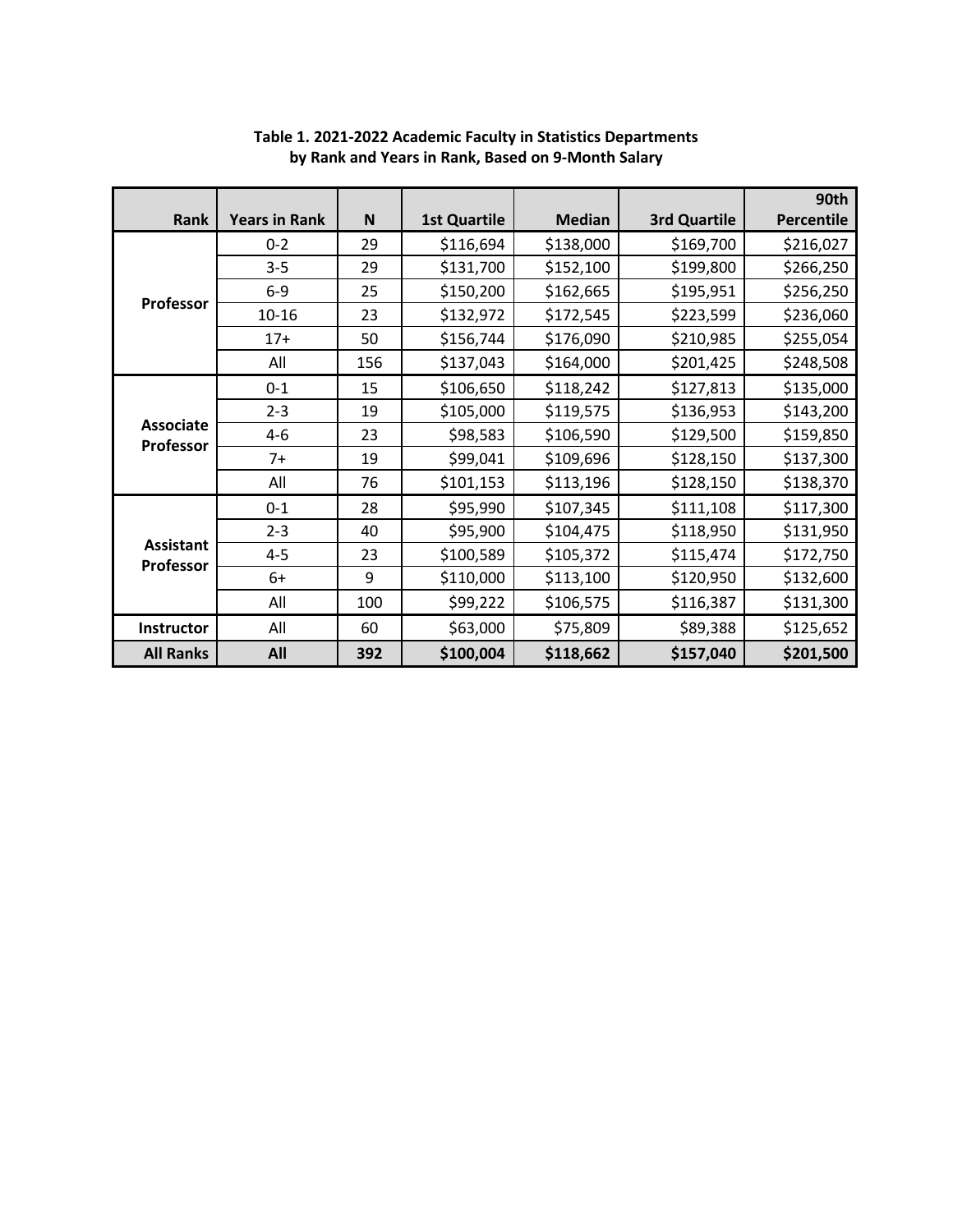**Table 1. 2021-2022 Academic Faculty in Statistics Departments by Rank and Years in Rank, Based on 9-Month Salary**

| Rank | Years in Rank | N | 1st Quartile | Median | 3rd Quartile | 90th Percentile |
|---|---|---|---|---|---|---|
| Professor | 0-2 | 29 | $116,694 | $138,000 | $169,700 | $216,027 |
| | 3-5 | 29 | $131,700 | $152,100 | $199,800 | $266,250 |
| | 6-9 | 25 | $150,200 | $162,665 | $195,951 | $256,250 |
| | 10-16 | 23 | $132,972 | $172,545 | $223,599 | $236,060 |
| | 17+ | 50 | $156,744 | $176,090 | $210,985 | $255,054 |
| | All | 156 | $137,043 | $164,000 | $201,425 | $248,508 |
| Associate Professor | 0-1 | 15 | $106,650 | $118,242 | $127,813 | $135,000 |
| | 2-3 | 19 | $105,000 | $119,575 | $136,953 | $143,200 |
| | 4-6 | 23 | $98,583 | $106,590 | $129,500 | $159,850 |
| | 7+ | 19 | $99,041 | $109,696 | $128,150 | $137,300 |
| | All | 76 | $101,153 | $113,196 | $128,150 | $138,370 |
| Assistant Professor | 0-1 | 28 | $95,990 | $107,345 | $111,108 | $117,300 |
| | 2-3 | 40 | $95,900 | $104,475 | $118,950 | $131,950 |
| | 4-5 | 23 | $100,589 | $105,372 | $115,474 | $172,750 |
| | 6+ | 9 | $110,000 | $113,100 | $120,950 | $132,600 |
| | All | 100 | $99,222 | $106,575 | $116,387 | $131,300 |
| Instructor | All | 60 | $63,000 | $75,809 | $89,388 | $125,652 |
| **All Ranks** | **All** | **392** | **$100,004** | **$118,662** | **$157,040** | **$201,500** |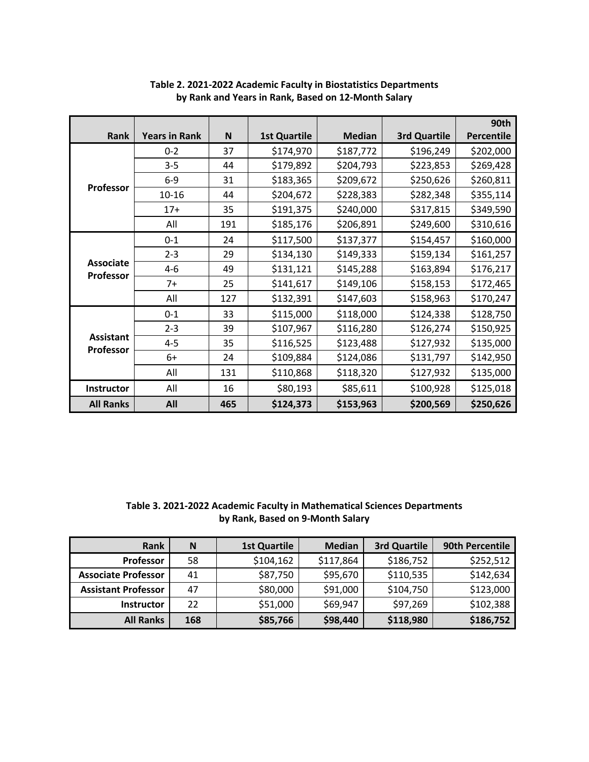**Table 2. 2021-2022 Academic Faculty in Biostatistics Departments by Rank and Years in Rank, Based on 12-Month Salary**

| Rank | Years in Rank | N | 1st Quartile | Median | 3rd Quartile | 90th Percentile |
|---|---|---|---|---|---|---|
| Professor | 0-2 | 37 | $174,970 | $187,772 | $196,249 | $202,000 |
| | 3-5 | 44 | $179,892 | $204,793 | $223,853 | $269,428 |
| | 6-9 | 31 | $183,365 | $209,672 | $250,626 | $260,811 |
| | 10-16 | 44 | $204,672 | $228,383 | $282,348 | $355,114 |
| | 17+ | 35 | $191,375 | $240,000 | $317,815 | $349,590 |
| | All | 191 | $185,176 | $206,891 | $249,600 | $310,616 |
| Associate Professor | 0-1 | 24 | $117,500 | $137,377 | $154,457 | $160,000 |
| | 2-3 | 29 | $134,130 | $149,333 | $159,134 | $161,257 |
| | 4-6 | 49 | $131,121 | $145,288 | $163,894 | $176,217 |
| | 7+ | 25 | $141,617 | $149,106 | $158,153 | $172,465 |
| | All | 127 | $132,391 | $147,603 | $158,963 | $170,247 |
| Assistant Professor | 0-1 | 33 | $115,000 | $118,000 | $124,338 | $128,750 |
| | 2-3 | 39 | $107,967 | $116,280 | $126,274 | $150,925 |
| | 4-5 | 35 | $116,525 | $123,488 | $127,932 | $135,000 |
| | 6+ | 24 | $109,884 | $124,086 | $131,797 | $142,950 |
| | All | 131 | $110,868 | $118,320 | $127,932 | $135,000 |
| Instructor | All | 16 | $80,193 | $85,611 | $100,928 | $125,018 |
| **All Ranks** | **All** | **465** | **$124,373** | **$153,963** | **$200,569** | **$250,626** |

**Table 3. 2021-2022 Academic Faculty in Mathematical Sciences Departments by Rank, Based on 9-Month Salary**

| Rank | N | 1st Quartile | Median | 3rd Quartile | 90th Percentile |
|---|---|---|---|---|---|
| Professor | 58 | $104,162 | $117,864 | $186,752 | $252,512 |
| Associate Professor | 41 | $87,750 | $95,670 | $110,535 | $142,634 |
| Assistant Professor | 47 | $80,000 | $91,000 | $104,750 | $123,000 |
| Instructor | 22 | $51,000 | $69,947 | $97,269 | $102,388 |
| **All Ranks** | **168** | **$85,766** | **$98,440** | **$118,980** | **$186,752** |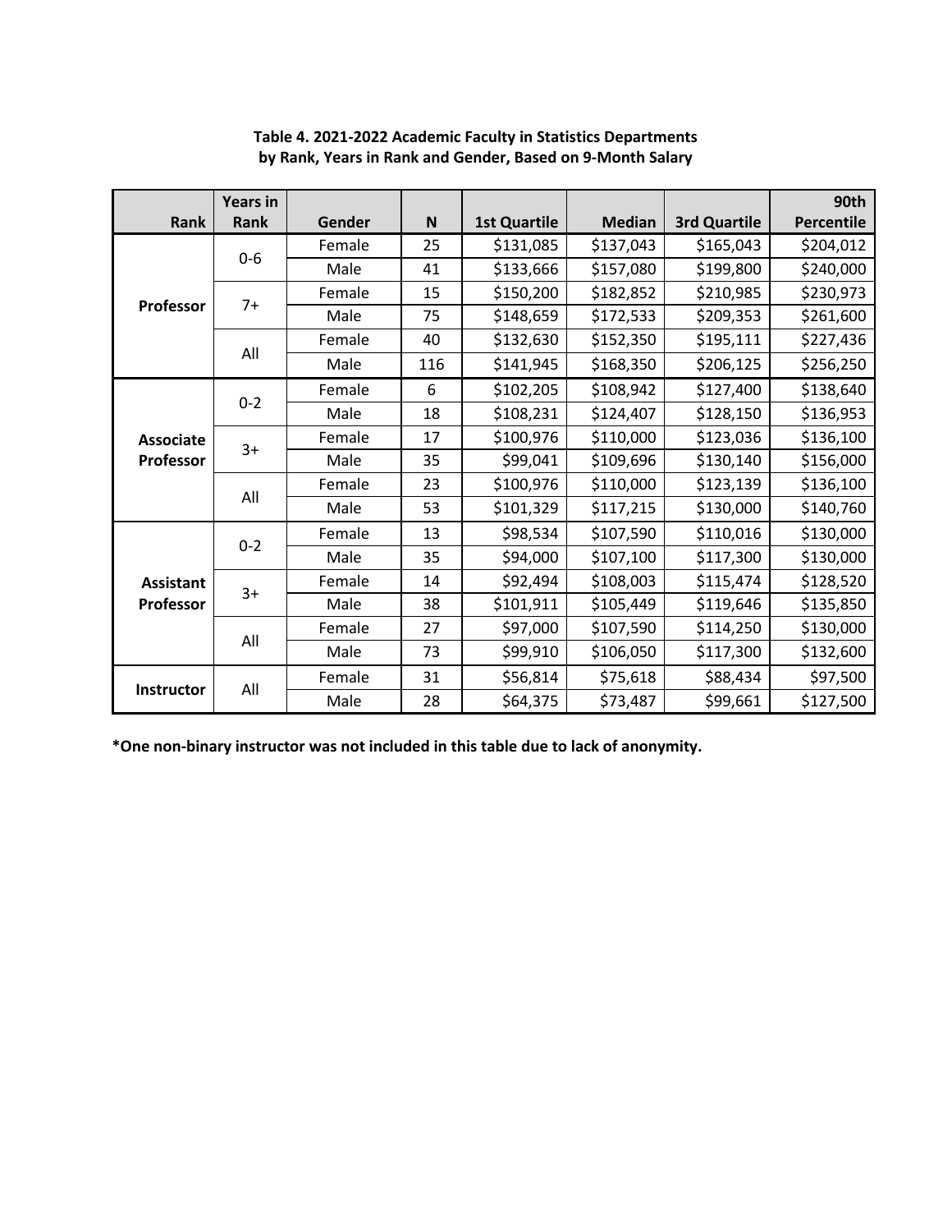**Table 4. 2021-2022 Academic Faculty in Statistics Departments by Rank, Years in Rank and Gender, Based on 9-Month Salary**

| Rank | Years in Rank | Gender | N | 1st Quartile | Median | 3rd Quartile | 90th Percentile |
|---|---|---|---|---|---|---|---|
| Professor | 0-6 | Female | 25 | $131,085 | $137,043 | $165,043 | $204,012 |
| | | Male | 41 | $133,666 | $157,080 | $199,800 | $240,000 |
| | 7+ | Female | 15 | $150,200 | $182,852 | $210,985 | $230,973 |
| | | Male | 75 | $148,659 | $172,533 | $209,353 | $261,600 |
| | All | Female | 40 | $132,630 | $152,350 | $195,111 | $227,436 |
| | | Male | 116 | $141,945 | $168,350 | $206,125 | $256,250 |
| Associate Professor | 0-2 | Female | 6 | $102,205 | $108,942 | $127,400 | $138,640 |
| | | Male | 18 | $108,231 | $124,407 | $128,150 | $136,953 |
| | 3+ | Female | 17 | $100,976 | $110,000 | $123,036 | $136,100 |
| | | Male | 35 | $99,041 | $109,696 | $130,140 | $156,000 |
| | All | Female | 23 | $100,976 | $110,000 | $123,139 | $136,100 |
| | | Male | 53 | $101,329 | $117,215 | $130,000 | $140,760 |
| Assistant Professor | 0-2 | Female | 13 | $98,534 | $107,590 | $110,016 | $130,000 |
| | | Male | 35 | $94,000 | $107,100 | $117,300 | $130,000 |
| | 3+ | Female | 14 | $92,494 | $108,003 | $115,474 | $128,520 |
| | | Male | 38 | $101,911 | $105,449 | $119,646 | $135,850 |
| | All | Female | 27 | $97,000 | $107,590 | $114,250 | $130,000 |
| | | Male | 73 | $99,910 | $106,050 | $117,300 | $132,600 |
| Instructor | All | Female | 31 | $56,814 | $75,618 | $88,434 | $97,500 |
| | | Male | 28 | $64,375 | $73,487 | $99,661 | $127,500 |

**\*One non-binary instructor was not included in this table due to lack of anonymity.**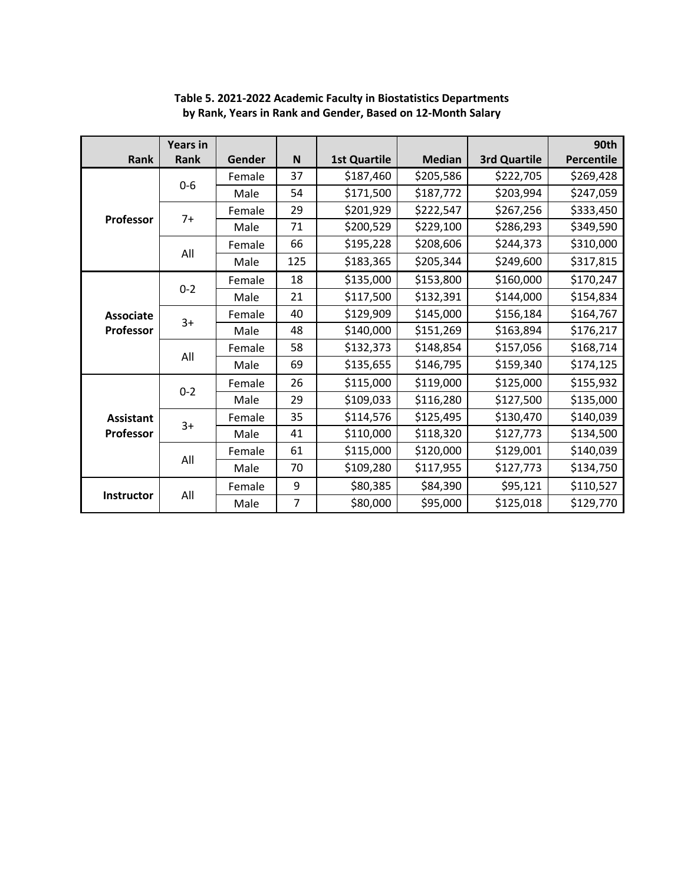**Table 5. 2021-2022 Academic Faculty in Biostatistics Departments by Rank, Years in Rank and Gender, Based on 12-Month Salary**

| Rank | Years in Rank | Gender | N | 1st Quartile | Median | 3rd Quartile | 90th Percentile |
|---|---|---|---|---|---|---|---|
| **Professor** | 0-6 | Female | 37 | $187,460 | $205,586 | $222,705 | $269,428 |
| | | Male | 54 | $171,500 | $187,772 | $203,994 | $247,059 |
| | 7+ | Female | 29 | $201,929 | $222,547 | $267,256 | $333,450 |
| | | Male | 71 | $200,529 | $229,100 | $286,293 | $349,590 |
| | All | Female | 66 | $195,228 | $208,606 | $244,373 | $310,000 |
| | | Male | 125 | $183,365 | $205,344 | $249,600 | $317,815 |
| **Associate Professor** | 0-2 | Female | 18 | $135,000 | $153,800 | $160,000 | $170,247 |
| | | Male | 21 | $117,500 | $132,391 | $144,000 | $154,834 |
| | 3+ | Female | 40 | $129,909 | $145,000 | $156,184 | $164,767 |
| | | Male | 48 | $140,000 | $151,269 | $163,894 | $176,217 |
| | All | Female | 58 | $132,373 | $148,854 | $157,056 | $168,714 |
| | | Male | 69 | $135,655 | $146,795 | $159,340 | $174,125 |
| **Assistant Professor** | 0-2 | Female | 26 | $115,000 | $119,000 | $125,000 | $155,932 |
| | | Male | 29 | $109,033 | $116,280 | $127,500 | $135,000 |
| | 3+ | Female | 35 | $114,576 | $125,495 | $130,470 | $140,039 |
| | | Male | 41 | $110,000 | $118,320 | $127,773 | $134,500 |
| | All | Female | 61 | $115,000 | $120,000 | $129,001 | $140,039 |
| | | Male | 70 | $109,280 | $117,955 | $127,773 | $134,750 |
| **Instructor** | All | Female | 9 | $80,385 | $84,390 | $95,121 | $110,527 |
| | | Male | 7 | $80,000 | $95,000 | $125,018 | $129,770 |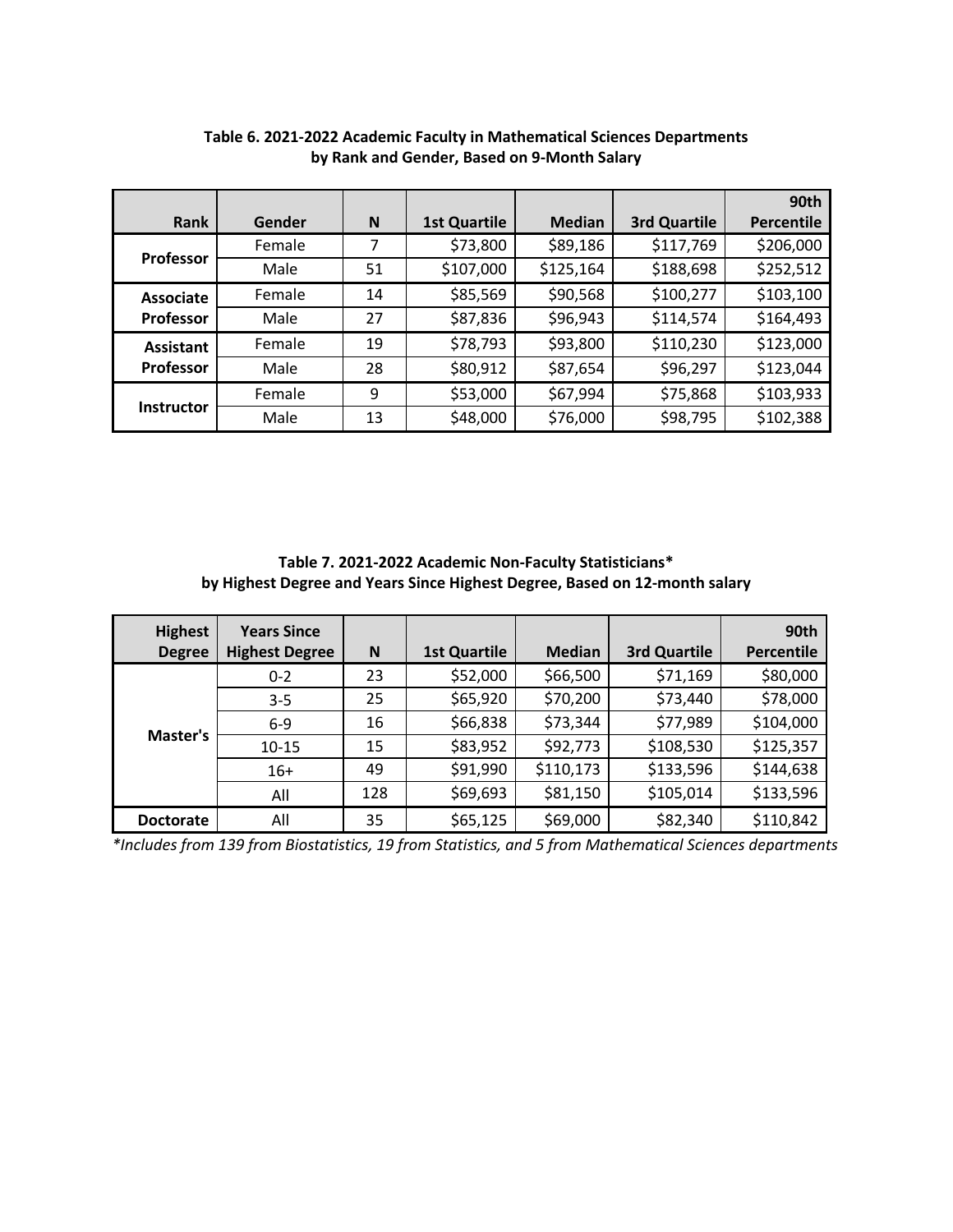**Table 6. 2021-2022 Academic Faculty in Mathematical Sciences Departments by Rank and Gender, Based on 9-Month Salary**

| Rank | Gender | N | 1st Quartile | Median | 3rd Quartile | 90th Percentile |
|---|---|---|---|---|---|---|
| Professor | Female | 7 | $73,800 | $89,186 | $117,769 | $206,000 |
| | Male | 51 | $107,000 | $125,164 | $188,698 | $252,512 |
| Associate Professor | Female | 14 | $85,569 | $90,568 | $100,277 | $103,100 |
| | Male | 27 | $87,836 | $96,943 | $114,574 | $164,493 |
| Assistant Professor | Female | 19 | $78,793 | $93,800 | $110,230 | $123,000 |
| | Male | 28 | $80,912 | $87,654 | $96,297 | $123,044 |
| Instructor | Female | 9 | $53,000 | $67,994 | $75,868 | $103,933 |
| | Male | 13 | $48,000 | $76,000 | $98,795 | $102,388 |

**Table 7. 2021-2022 Academic Non-Faculty Statisticians* by Highest Degree and Years Since Highest Degree, Based on 12-month salary**

| Highest Degree | Years Since Highest Degree | N | 1st Quartile | Median | 3rd Quartile | 90th Percentile |
|---|---|---|---|---|---|---|
| Master's | 0-2 | 23 | $52,000 | $66,500 | $71,169 | $80,000 |
| | 3-5 | 25 | $65,920 | $70,200 | $73,440 | $78,000 |
| | 6-9 | 16 | $66,838 | $73,344 | $77,989 | $104,000 |
| | 10-15 | 15 | $83,952 | $92,773 | $108,530 | $125,357 |
| | 16+ | 49 | $91,990 | $110,173 | $133,596 | $144,638 |
| | All | 128 | $69,693 | $81,150 | $105,014 | $133,596 |
| Doctorate | All | 35 | $65,125 | $69,000 | $82,340 | $110,842 |

*\*Includes from 139 from Biostatistics, 19 from Statistics, and 5 from Mathematical Sciences departments*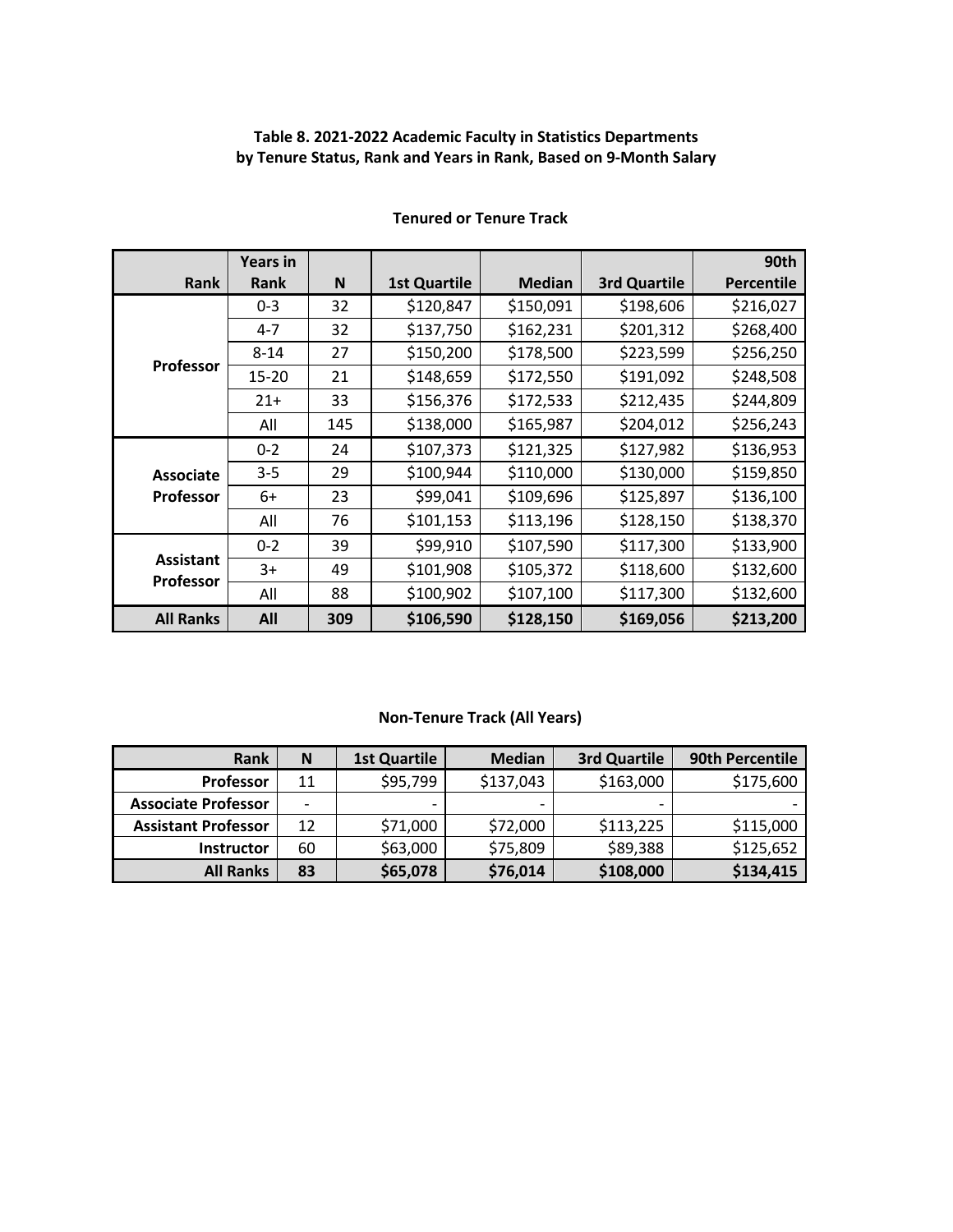# Table 8. 2021-2022 Academic Faculty in Statistics Departments by Tenure Status, Rank and Years in Rank, Based on 9-Month Salary

## Tenured or Tenure Track

| Rank | Years in Rank | N | 1st Quartile | Median | 3rd Quartile | 90th Percentile |
|---|---|---|---|---|---|---|
| Professor | 0-3 | 32 | $120,847 | $150,091 | $198,606 | $216,027 |
| | 4-7 | 32 | $137,750 | $162,231 | $201,312 | $268,400 |
| | 8-14 | 27 | $150,200 | $178,500 | $223,599 | $256,250 |
| | 15-20 | 21 | $148,659 | $172,550 | $191,092 | $248,508 |
| | 21+ | 33 | $156,376 | $172,533 | $212,435 | $244,809 |
| | All | 145 | $138,000 | $165,987 | $204,012 | $256,243 |
| Associate Professor | 0-2 | 24 | $107,373 | $121,325 | $127,982 | $136,953 |
| | 3-5 | 29 | $100,944 | $110,000 | $130,000 | $159,850 |
| | 6+ | 23 | $99,041 | $109,696 | $125,897 | $136,100 |
| | All | 76 | $101,153 | $113,196 | $128,150 | $138,370 |
| Assistant Professor | 0-2 | 39 | $99,910 | $107,590 | $117,300 | $133,900 |
| | 3+ | 49 | $101,908 | $105,372 | $118,600 | $132,600 |
| | All | 88 | $100,902 | $107,100 | $117,300 | $132,600 |
| **All Ranks** | **All** | **309** | **$106,590** | **$128,150** | **$169,056** | **$213,200** |

## Non-Tenure Track (All Years)

| Rank | N | 1st Quartile | Median | 3rd Quartile | 90th Percentile |
|---|---|---|---|---|---|
| Professor | 11 | $95,799 | $137,043 | $163,000 | $175,600 |
| Associate Professor | - | - | - | - | - |
| Assistant Professor | 12 | $71,000 | $72,000 | $113,225 | $115,000 |
| Instructor | 60 | $63,000 | $75,809 | $89,388 | $125,652 |
| **All Ranks** | **83** | **$65,078** | **$76,014** | **$108,000** | **$134,415** |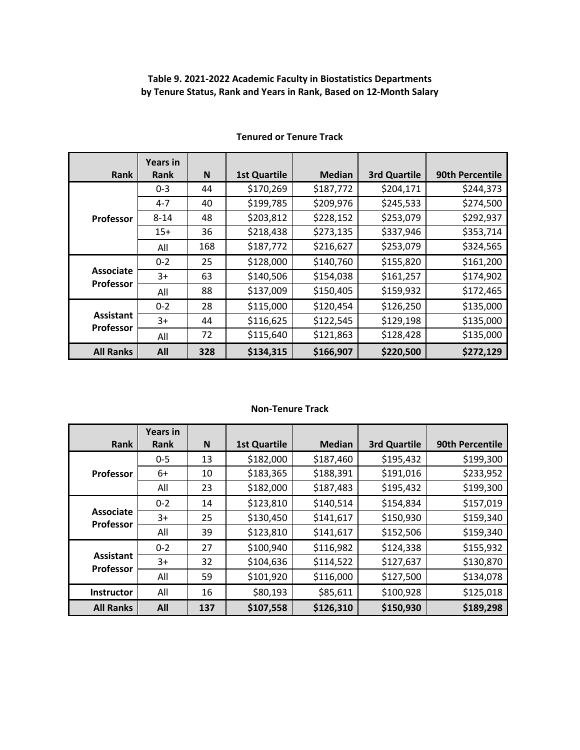**Table 9. 2021-2022 Academic Faculty in Biostatistics Departments by Tenure Status, Rank and Years in Rank, Based on 12-Month Salary**

**Tenured or Tenure Track**

| Rank | Years in Rank | N | 1st Quartile | Median | 3rd Quartile | 90th Percentile |
|---|---|---|---|---|---|---|
| Professor | 0-3 | 44 | $170,269 | $187,772 | $204,171 | $244,373 |
| | 4-7 | 40 | $199,785 | $209,976 | $245,533 | $274,500 |
| | 8-14 | 48 | $203,812 | $228,152 | $253,079 | $292,937 |
| | 15+ | 36 | $218,438 | $273,135 | $337,946 | $353,714 |
| | All | 168 | $187,772 | $216,627 | $253,079 | $324,565 |
| Associate Professor | 0-2 | 25 | $128,000 | $140,760 | $155,820 | $161,200 |
| | 3+ | 63 | $140,506 | $154,038 | $161,257 | $174,902 |
| | All | 88 | $137,009 | $150,405 | $159,932 | $172,465 |
| Assistant Professor | 0-2 | 28 | $115,000 | $120,454 | $126,250 | $135,000 |
| | 3+ | 44 | $116,625 | $122,545 | $129,198 | $135,000 |
| | All | 72 | $115,640 | $121,863 | $128,428 | $135,000 |
| **All Ranks** | **All** | **328** | **$134,315** | **$166,907** | **$220,500** | **$272,129** |

**Non-Tenure Track**

| Rank | Years in Rank | N | 1st Quartile | Median | 3rd Quartile | 90th Percentile |
|---|---|---|---|---|---|---|
| Professor | 0-5 | 13 | $182,000 | $187,460 | $195,432 | $199,300 |
| | 6+ | 10 | $183,365 | $188,391 | $191,016 | $233,952 |
| | All | 23 | $182,000 | $187,483 | $195,432 | $199,300 |
| Associate Professor | 0-2 | 14 | $123,810 | $140,514 | $154,834 | $157,019 |
| | 3+ | 25 | $130,450 | $141,617 | $150,930 | $159,340 |
| | All | 39 | $123,810 | $141,617 | $152,506 | $159,340 |
| Assistant Professor | 0-2 | 27 | $100,940 | $116,982 | $124,338 | $155,932 |
| | 3+ | 32 | $104,636 | $114,522 | $127,637 | $130,870 |
| | All | 59 | $101,920 | $116,000 | $127,500 | $134,078 |
| Instructor | All | 16 | $80,193 | $85,611 | $100,928 | $125,018 |
| **All Ranks** | **All** | **137** | **$107,558** | **$126,310** | **$150,930** | **$189,298** |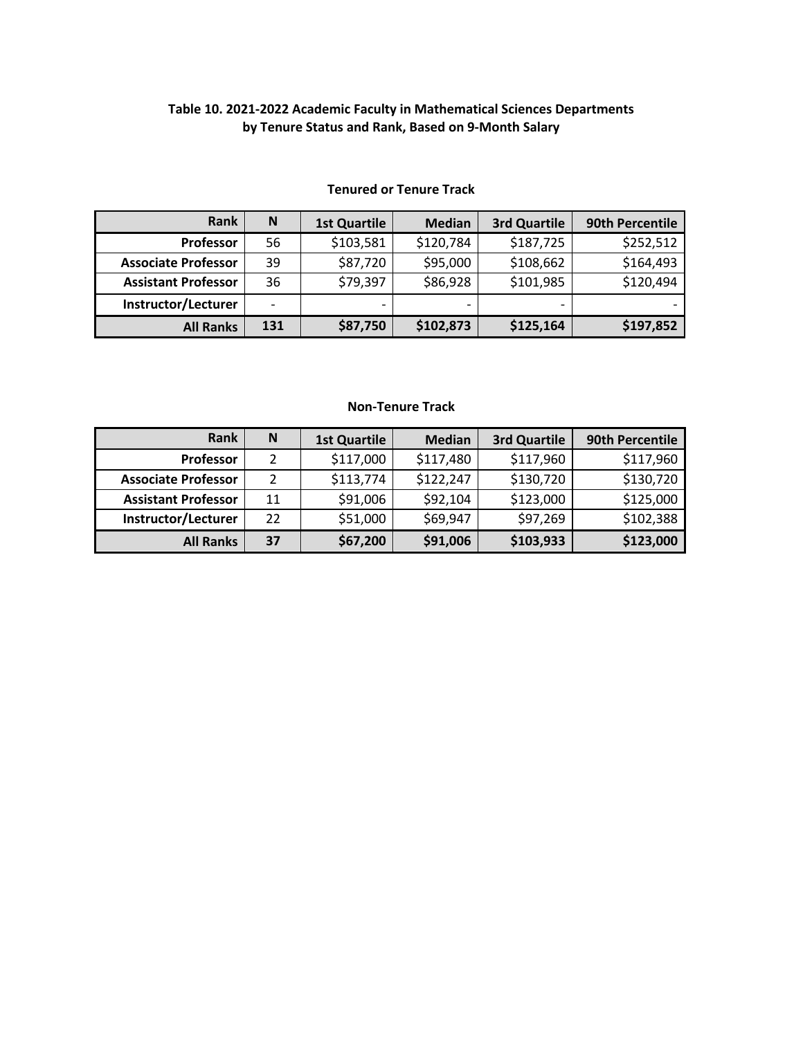**Table 10. 2021-2022 Academic Faculty in Mathematical Sciences Departments by Tenure Status and Rank, Based on 9-Month Salary**

**Tenured or Tenure Track**

| Rank | N | 1st Quartile | Median | 3rd Quartile | 90th Percentile |
|---|---|---|---|---|---|
| Professor | 56 | $103,581 | $120,784 | $187,725 | $252,512 |
| Associate Professor | 39 | $87,720 | $95,000 | $108,662 | $164,493 |
| Assistant Professor | 36 | $79,397 | $86,928 | $101,985 | $120,494 |
| Instructor/Lecturer | - | - | - | - | - |
| **All Ranks** | **131** | **$87,750** | **$102,873** | **$125,164** | **$197,852** |

**Non-Tenure Track**

| Rank | N | 1st Quartile | Median | 3rd Quartile | 90th Percentile |
|---|---|---|---|---|---|
| Professor | 2 | $117,000 | $117,480 | $117,960 | $117,960 |
| Associate Professor | 2 | $113,774 | $122,247 | $130,720 | $130,720 |
| Assistant Professor | 11 | $91,006 | $92,104 | $123,000 | $125,000 |
| Instructor/Lecturer | 22 | $51,000 | $69,947 | $97,269 | $102,388 |
| **All Ranks** | **37** | **$67,200** | **$91,006** | **$103,933** | **$123,000** |